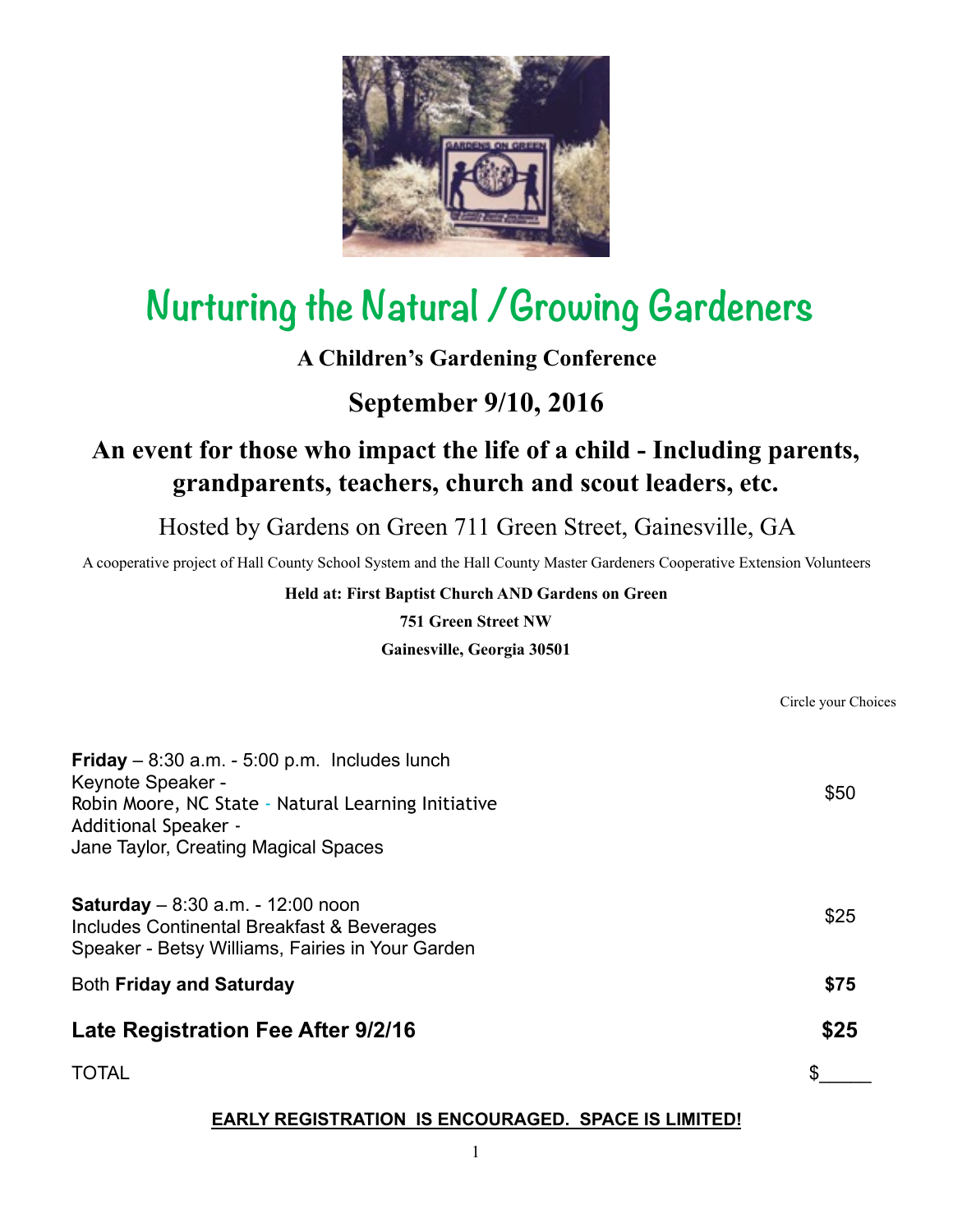# Nurturing the Natural / Growing Gardeners

**A Children's Gardening Conference**

## September 9/10, 2016

### An event for those who impact the life of a child - Including parents, grandparents, teachers, church and scout leaders, etc.

Hosted by Gardens on Green 711 Green Street, Gainesville, GA

A cooperative project of Hall County School System and the Hall County Master Gardeners Cooperative Extension Volunteers

**Held at: First Baptist Church AND Gardens on Green**

**751 Green Street NW**

**Gainesville, Georgia 30501**

| | Circle your Choices |
|---|---|
| **Friday** – 8:30 a.m. - 5:00 p.m. Includes lunch<br>Keynote Speaker -<br>Robin Moore, NC State - Natural Learning Initiative<br>Additional Speaker -<br>Jane Taylor, Creating Magical Spaces | $50 |
| **Saturday** – 8:30 a.m. - 12:00 noon<br>Includes Continental Breakfast & Beverages<br>Speaker - Betsy Williams, Fairies in Your Garden | $25 |
| Both **Friday and Saturday** | **$75** |
| **Late Registration Fee After 9/2/16** | **$25** |
| TOTAL | $_____ |

**EARLY REGISTRATION IS ENCOURAGED. SPACE IS LIMITED!**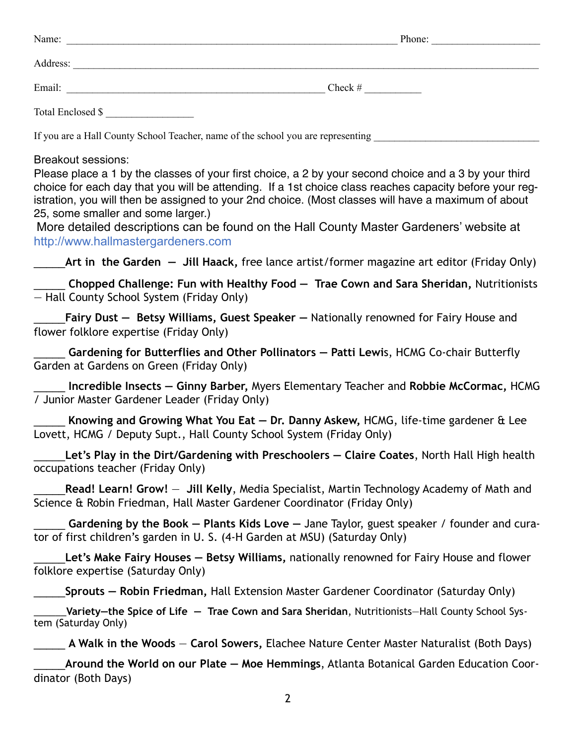Name: ____________________________________________________________ Phone: ____________________

Address: ________________________________________________________________________________

Email: _______________________________________________ Check # __________

Total Enclosed $ ________________

If you are a Hall County School Teacher, name of the school you are representing ______________________________

Breakout sessions:

Please place a 1 by the classes of your first choice, a 2 by your second choice and a 3 by your third choice for each day that you will be attending. If a 1st choice class reaches capacity before your registration, you will then be assigned to your 2nd choice. (Most classes will have a maximum of about 25, some smaller and some larger.)

More detailed descriptions can be found on the Hall County Master Gardeners' website at http://www.hallmastergardeners.com

_____**Art in the Garden — Jill Haack,** free lance artist/former magazine art editor (Friday Only)

_____ **Chopped Challenge: Fun with Healthy Food — Trae Cown and Sara Sheridan,** Nutritionists — Hall County School System (Friday Only)

_____**Fairy Dust — Betsy Williams, Guest Speaker —** Nationally renowned for Fairy House and flower folklore expertise (Friday Only)

_____ **Gardening for Butterflies and Other Pollinators — Patti Lewis**, HCMG Co-chair Butterfly Garden at Gardens on Green (Friday Only)

_____ **Incredible Insects — Ginny Barber,** Myers Elementary Teacher and **Robbie McCormac,** HCMG / Junior Master Gardener Leader (Friday Only)

_____ **Knowing and Growing What You Eat — Dr. Danny Askew,** HCMG, life-time gardener & Lee Lovett, HCMG / Deputy Supt., Hall County School System (Friday Only)

_____**Let's Play in the Dirt/Gardening with Preschoolers — Claire Coates**, North Hall High health occupations teacher (Friday Only)

_____**Read! Learn! Grow! — Jill Kelly**, Media Specialist, Martin Technology Academy of Math and Science & Robin Friedman, Hall Master Gardener Coordinator (Friday Only)

_____ **Gardening by the Book — Plants Kids Love —** Jane Taylor, guest speaker / founder and curator of first children's garden in U. S. (4-H Garden at MSU) (Saturday Only)

_____**Let's Make Fairy Houses — Betsy Williams,** nationally renowned for Fairy House and flower folklore expertise (Saturday Only)

_____**Sprouts — Robin Friedman,** Hall Extension Master Gardener Coordinator (Saturday Only)

______**Variety—the Spice of Life — Trae Cown and Sara Sheridan**, Nutritionists—Hall County School System (Saturday Only)

_____ **A Walk in the Woods — Carol Sowers,** Elachee Nature Center Master Naturalist (Both Days)

_____**Around the World on our Plate — Moe Hemmings**, Atlanta Botanical Garden Education Coordinator (Both Days)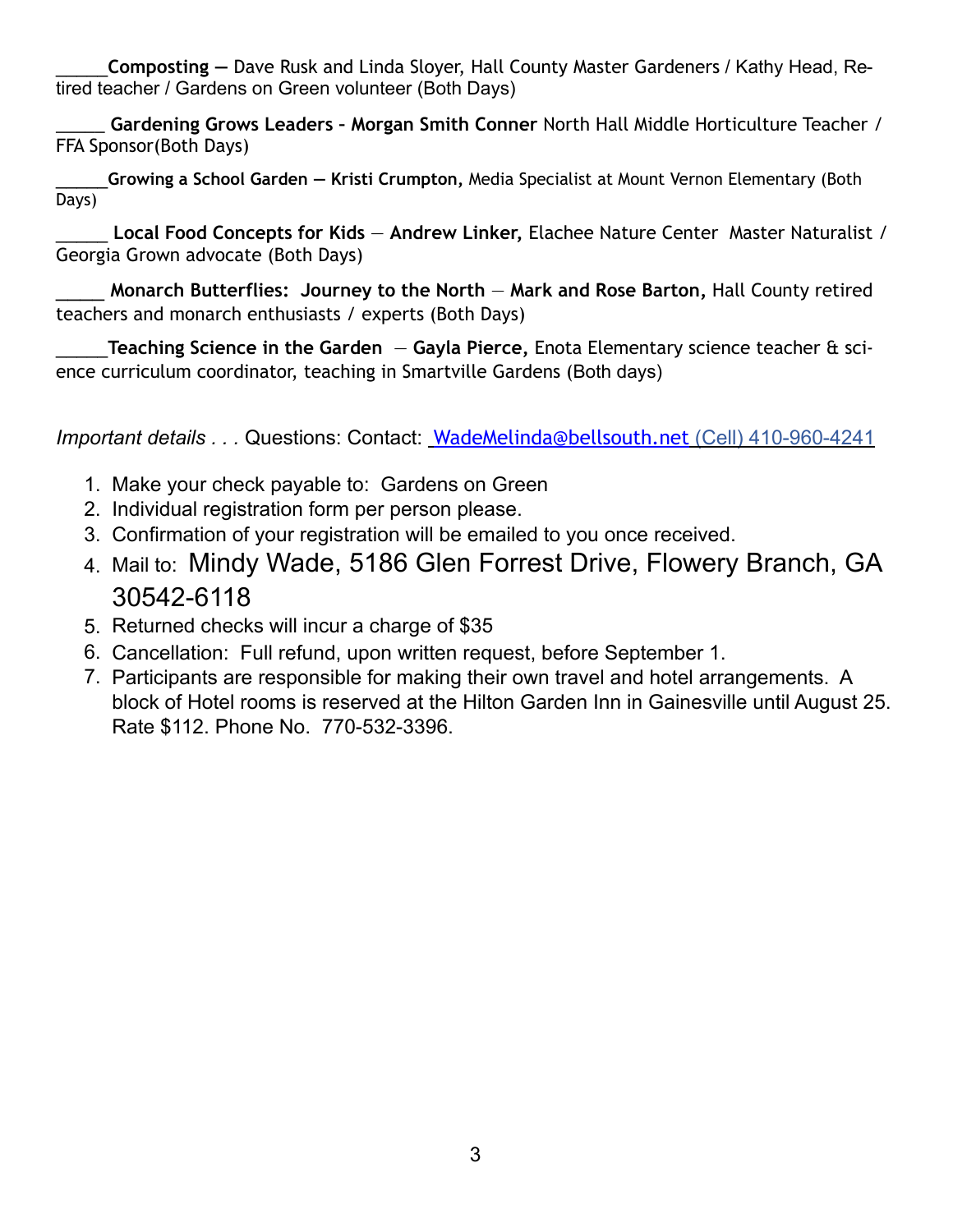_____**Composting —** Dave Rusk and Linda Sloyer, Hall County Master Gardeners / Kathy Head, Retired teacher / Gardens on Green volunteer (Both Days)

_____ **Gardening Grows Leaders – Morgan Smith Conner** North Hall Middle Horticulture Teacher / FFA Sponsor(Both Days)

_____**Growing a School Garden — Kristi Crumpton,** Media Specialist at Mount Vernon Elementary (Both Days)

_____ **Local Food Concepts for Kids** — **Andrew Linker,** Elachee Nature Center Master Naturalist / Georgia Grown advocate (Both Days)

_____ **Monarch Butterflies: Journey to the North** — **Mark and Rose Barton,** Hall County retired teachers and monarch enthusiasts / experts (Both Days)

_____**Teaching Science in the Garden** — **Gayla Pierce,** Enota Elementary science teacher & science curriculum coordinator, teaching in Smartville Gardens (Both days)

*Important details . . .* Questions: Contact: WadeMelinda@bellsouth.net (Cell) 410-960-4241

1. Make your check payable to: Gardens on Green
2. Individual registration form per person please.
3. Confirmation of your registration will be emailed to you once received.
4. Mail to: Mindy Wade, 5186 Glen Forrest Drive, Flowery Branch, GA 30542-6118
5. Returned checks will incur a charge of $35
6. Cancellation: Full refund, upon written request, before September 1.
7. Participants are responsible for making their own travel and hotel arrangements. A block of Hotel rooms is reserved at the Hilton Garden Inn in Gainesville until August 25. Rate $112. Phone No. 770-532-3396.